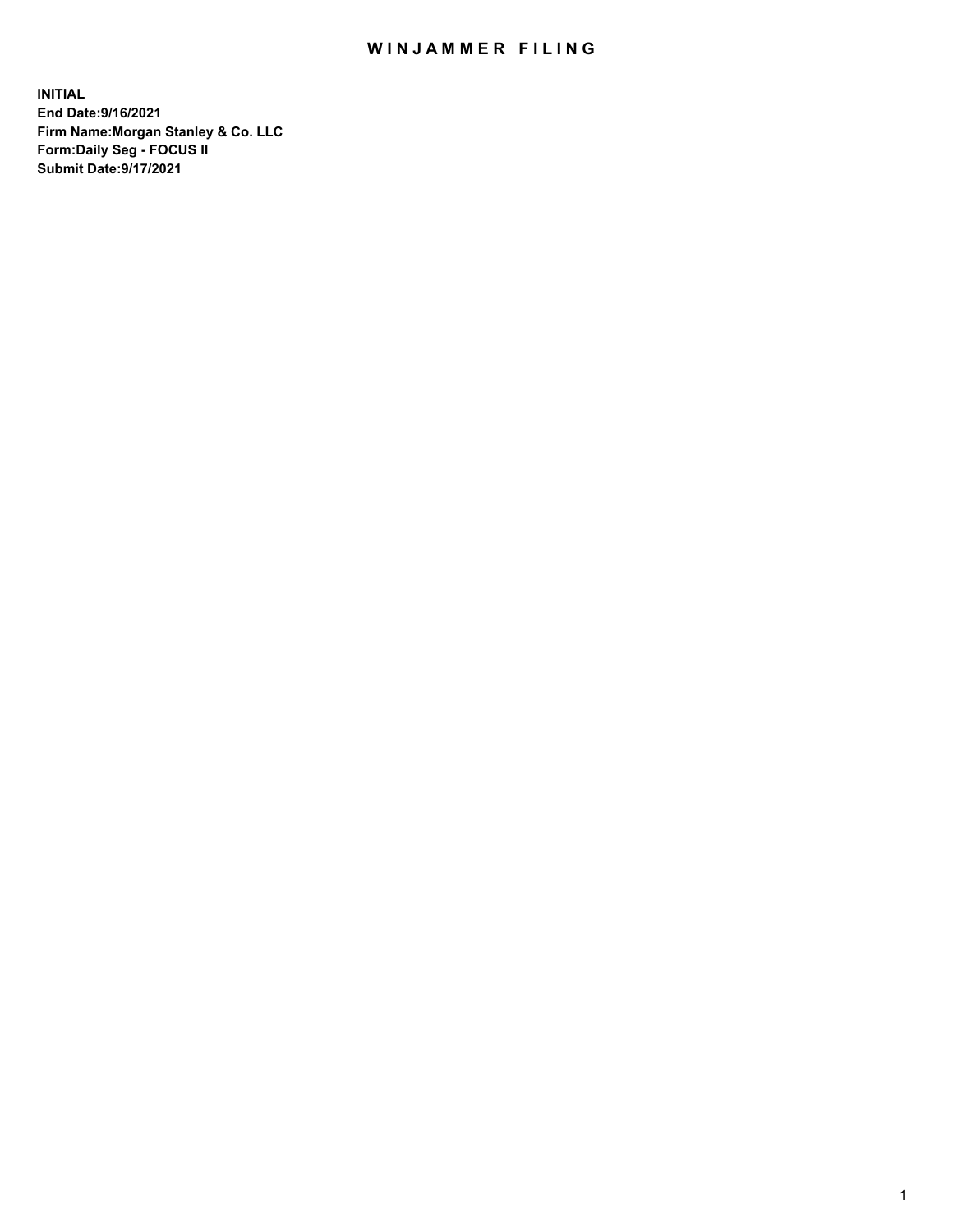# WINJAMMER FILING

**INITIAL**
**End Date:9/16/2021**
**Firm Name:Morgan Stanley & Co. LLC**
**Form:Daily Seg - FOCUS II**
**Submit Date:9/17/2021**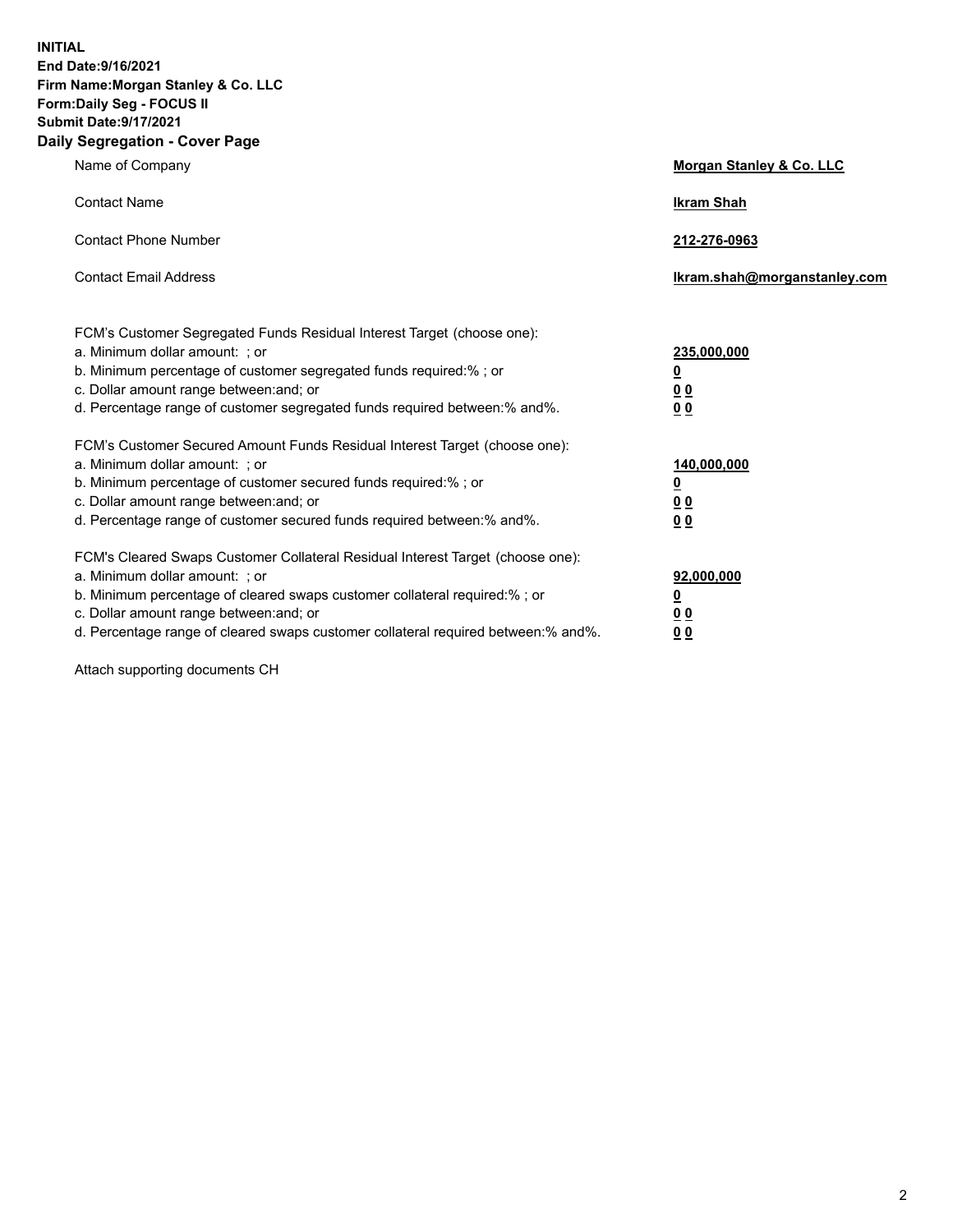**INITIAL**
**End Date:9/16/2021**
**Firm Name:Morgan Stanley & Co. LLC**
**Form:Daily Seg - FOCUS II**
**Submit Date:9/17/2021**

## Daily Segregation - Cover Page

| | |
|---|---|
| Name of Company | **Morgan Stanley & Co. LLC** |
| Contact Name | **Ikram Shah** |
| Contact Phone Number | **212-276-0963** |
| Contact Email Address | **Ikram.shah@morganstanley.com** |

| | |
|---|---|
| FCM's Customer Segregated Funds Residual Interest Target (choose one): | |
| a. Minimum dollar amount: ; or | **235,000,000** |
| b. Minimum percentage of customer segregated funds required:% ; or | **0** |
| c. Dollar amount range between:and; or | **0 0** |
| d. Percentage range of customer segregated funds required between:% and%. | **0 0** |
| FCM's Customer Secured Amount Funds Residual Interest Target (choose one): | |
| a. Minimum dollar amount: ; or | **140,000,000** |
| b. Minimum percentage of customer secured funds required:% ; or | **0** |
| c. Dollar amount range between:and; or | **0 0** |
| d. Percentage range of customer secured funds required between:% and%. | **0 0** |
| FCM's Cleared Swaps Customer Collateral Residual Interest Target (choose one): | |
| a. Minimum dollar amount: ; or | **92,000,000** |
| b. Minimum percentage of cleared swaps customer collateral required:% ; or | **0** |
| c. Dollar amount range between:and; or | **0 0** |
| d. Percentage range of cleared swaps customer collateral required between:% and%. | **0 0** |

Attach supporting documents CH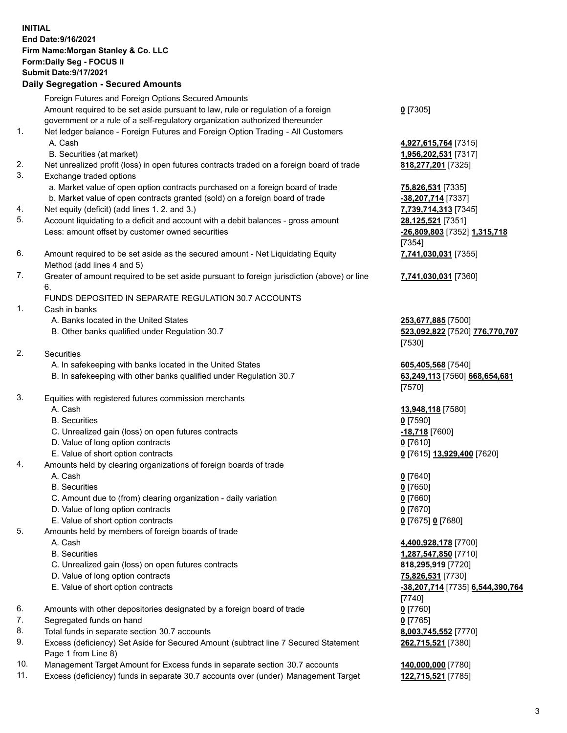**INITIAL**
**End Date:9/16/2021**
**Firm Name:Morgan Stanley & Co. LLC**
**Form:Daily Seg - FOCUS II**
**Submit Date:9/17/2021**

## Daily Segregation - Secured Amounts

| | | |
|---|---|---|
| | Foreign Futures and Foreign Options Secured Amounts | |
| | Amount required to be set aside pursuant to law, rule or regulation of a foreign government or a rule of a self-regulatory organization authorized thereunder | **0** [7305] |
| 1. | Net ledger balance - Foreign Futures and Foreign Option Trading - All Customers | |
| | A. Cash | **4,927,615,764** [7315] |
| | B. Securities (at market) | **1,956,202,531** [7317] |
| 2. | Net unrealized profit (loss) in open futures contracts traded on a foreign board of trade | **818,277,201** [7325] |
| 3. | Exchange traded options | |
| | a. Market value of open option contracts purchased on a foreign board of trade | **75,826,531** [7335] |
| | b. Market value of open contracts granted (sold) on a foreign board of trade | **-38,207,714** [7337] |
| 4. | Net equity (deficit) (add lines 1. 2. and 3.) | **7,739,714,313** [7345] |
| 5. | Account liquidating to a deficit and account with a debit balances - gross amount | **28,125,521** [7351] |
| | Less: amount offset by customer owned securities | **-26,809,803** [7352] **1,315,718** [7354] |
| 6. | Amount required to be set aside as the secured amount - Net Liquidating Equity Method (add lines 4 and 5) | **7,741,030,031** [7355] |
| 7. | Greater of amount required to be set aside pursuant to foreign jurisdiction (above) or line 6. | **7,741,030,031** [7360] |
| | FUNDS DEPOSITED IN SEPARATE REGULATION 30.7 ACCOUNTS | |
| 1. | Cash in banks | |
| | A. Banks located in the United States | **253,677,885** [7500] |
| | B. Other banks qualified under Regulation 30.7 | **523,092,822** [7520] **776,770,707** [7530] |
| 2. | Securities | |
| | A. In safekeeping with banks located in the United States | **605,405,568** [7540] |
| | B. In safekeeping with other banks qualified under Regulation 30.7 | **63,249,113** [7560] **668,654,681** [7570] |
| 3. | Equities with registered futures commission merchants | |
| | A. Cash | **13,948,118** [7580] |
| | B. Securities | **0** [7590] |
| | C. Unrealized gain (loss) on open futures contracts | **-18,718** [7600] |
| | D. Value of long option contracts | **0** [7610] |
| | E. Value of short option contracts | **0** [7615] **13,929,400** [7620] |
| 4. | Amounts held by clearing organizations of foreign boards of trade | |
| | A. Cash | **0** [7640] |
| | B. Securities | **0** [7650] |
| | C. Amount due to (from) clearing organization - daily variation | **0** [7660] |
| | D. Value of long option contracts | **0** [7670] |
| | E. Value of short option contracts | **0** [7675] **0** [7680] |
| 5. | Amounts held by members of foreign boards of trade | |
| | A. Cash | **4,400,928,178** [7700] |
| | B. Securities | **1,287,547,850** [7710] |
| | C. Unrealized gain (loss) on open futures contracts | **818,295,919** [7720] |
| | D. Value of long option contracts | **75,826,531** [7730] |
| | E. Value of short option contracts | **-38,207,714** [7735] **6,544,390,764** [7740] |
| 6. | Amounts with other depositories designated by a foreign board of trade | **0** [7760] |
| 7. | Segregated funds on hand | **0** [7765] |
| 8. | Total funds in separate section 30.7 accounts | **8,003,745,552** [7770] |
| 9. | Excess (deficiency) Set Aside for Secured Amount (subtract line 7 Secured Statement Page 1 from Line 8) | **262,715,521** [7380] |
| 10. | Management Target Amount for Excess funds in separate section 30.7 accounts | **140,000,000** [7780] |
| 11. | Excess (deficiency) funds in separate 30.7 accounts over (under) Management Target | **122,715,521** [7785] |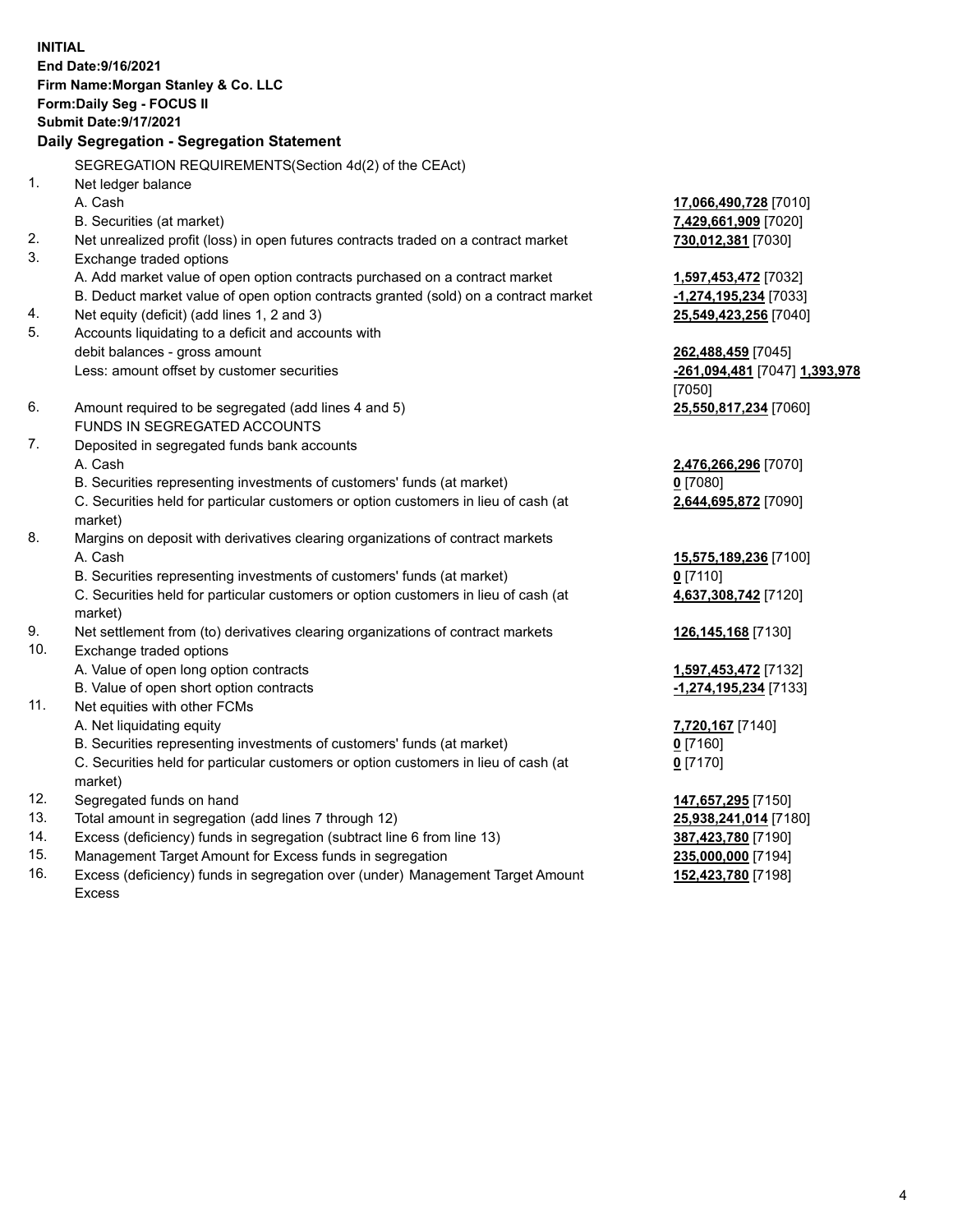**INITIAL**
**End Date:9/16/2021**
**Firm Name:Morgan Stanley & Co. LLC**
**Form:Daily Seg - FOCUS II**
**Submit Date:9/17/2021**

**Daily Segregation - Segregation Statement**

| | | |
|---|---|---|
| | SEGREGATION REQUIREMENTS(Section 4d(2) of the CEAct) | |
| 1. | Net ledger balance | |
| | A. Cash | **17,066,490,728** [7010] |
| | B. Securities (at market) | **7,429,661,909** [7020] |
| 2. | Net unrealized profit (loss) in open futures contracts traded on a contract market | **730,012,381** [7030] |
| 3. | Exchange traded options | |
| | A. Add market value of open option contracts purchased on a contract market | **1,597,453,472** [7032] |
| | B. Deduct market value of open option contracts granted (sold) on a contract market | **-1,274,195,234** [7033] |
| 4. | Net equity (deficit) (add lines 1, 2 and 3) | **25,549,423,256** [7040] |
| 5. | Accounts liquidating to a deficit and accounts with debit balances - gross amount | **262,488,459** [7045] |
| | Less: amount offset by customer securities | **-261,094,481** [7047] **1,393,978** [7050] |
| 6. | Amount required to be segregated (add lines 4 and 5) | **25,550,817,234** [7060] |
| | FUNDS IN SEGREGATED ACCOUNTS | |
| 7. | Deposited in segregated funds bank accounts | |
| | A. Cash | **2,476,266,296** [7070] |
| | B. Securities representing investments of customers' funds (at market) | **0** [7080] |
| | C. Securities held for particular customers or option customers in lieu of cash (at market) | **2,644,695,872** [7090] |
| 8. | Margins on deposit with derivatives clearing organizations of contract markets | |
| | A. Cash | **15,575,189,236** [7100] |
| | B. Securities representing investments of customers' funds (at market) | **0** [7110] |
| | C. Securities held for particular customers or option customers in lieu of cash (at market) | **4,637,308,742** [7120] |
| 9. | Net settlement from (to) derivatives clearing organizations of contract markets | **126,145,168** [7130] |
| 10. | Exchange traded options | |
| | A. Value of open long option contracts | **1,597,453,472** [7132] |
| | B. Value of open short option contracts | **-1,274,195,234** [7133] |
| 11. | Net equities with other FCMs | |
| | A. Net liquidating equity | **7,720,167** [7140] |
| | B. Securities representing investments of customers' funds (at market) | **0** [7160] |
| | C. Securities held for particular customers or option customers in lieu of cash (at market) | **0** [7170] |
| 12. | Segregated funds on hand | **147,657,295** [7150] |
| 13. | Total amount in segregation (add lines 7 through 12) | **25,938,241,014** [7180] |
| 14. | Excess (deficiency) funds in segregation (subtract line 6 from line 13) | **387,423,780** [7190] |
| 15. | Management Target Amount for Excess funds in segregation | **235,000,000** [7194] |
| 16. | Excess (deficiency) funds in segregation over (under) Management Target Amount Excess | **152,423,780** [7198] |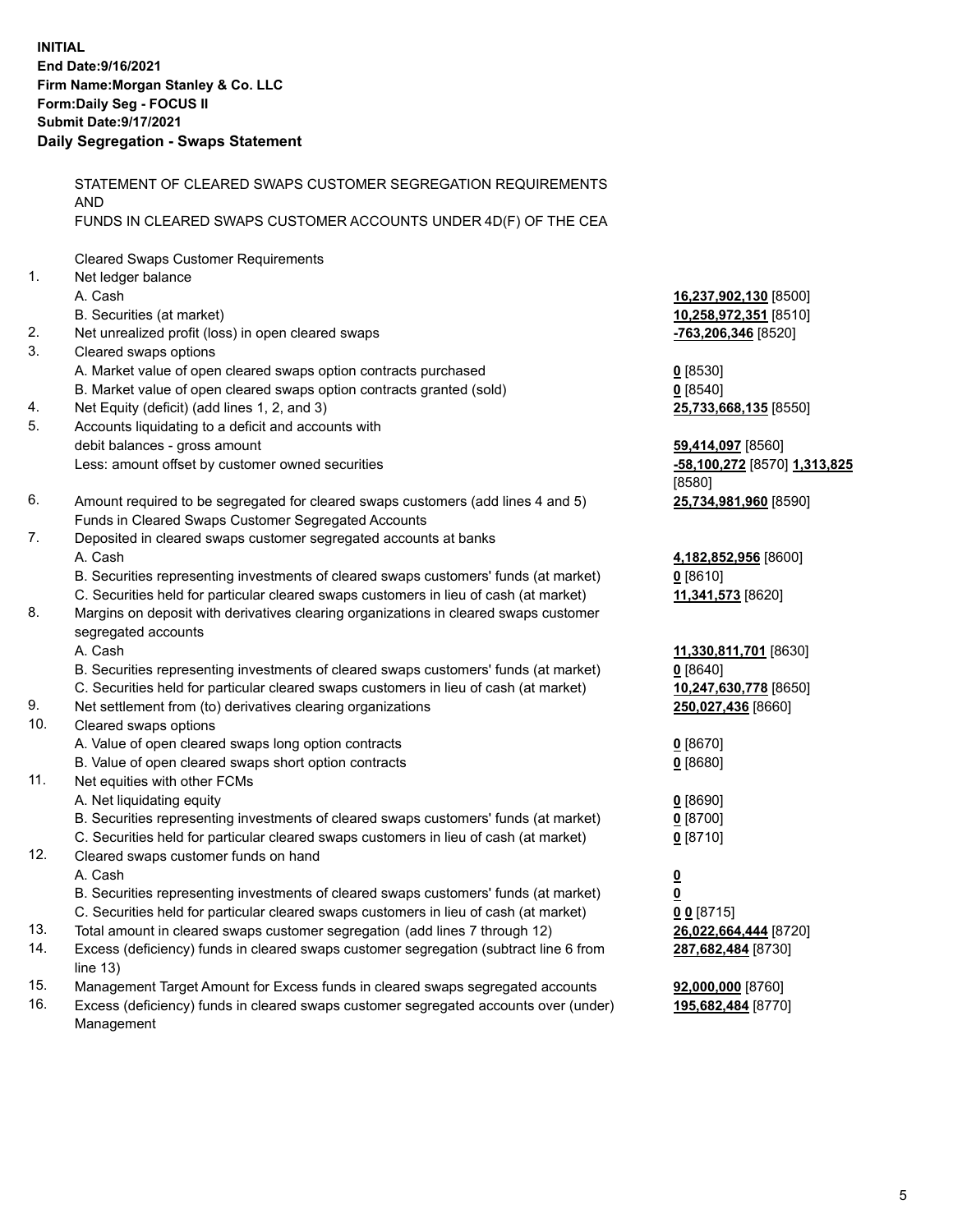**INITIAL**
**End Date:9/16/2021**
**Firm Name:Morgan Stanley & Co. LLC**
**Form:Daily Seg - FOCUS II**
**Submit Date:9/17/2021**
**Daily Segregation - Swaps Statement**

STATEMENT OF CLEARED SWAPS CUSTOMER SEGREGATION REQUIREMENTS AND
FUNDS IN CLEARED SWAPS CUSTOMER ACCOUNTS UNDER 4D(F) OF THE CEA

| | | |
|---|---|---|
| | Cleared Swaps Customer Requirements | |
| 1. | Net ledger balance | |
| | A. Cash | **16,237,902,130** [8500] |
| | B. Securities (at market) | **10,258,972,351** [8510] |
| 2. | Net unrealized profit (loss) in open cleared swaps | **-763,206,346** [8520] |
| 3. | Cleared swaps options | |
| | A. Market value of open cleared swaps option contracts purchased | **0** [8530] |
| | B. Market value of open cleared swaps option contracts granted (sold) | **0** [8540] |
| 4. | Net Equity (deficit) (add lines 1, 2, and 3) | **25,733,668,135** [8550] |
| 5. | Accounts liquidating to a deficit and accounts with debit balances - gross amount | **59,414,097** [8560] |
| | Less: amount offset by customer owned securities | **-58,100,272** [8570] **1,313,825** [8580] |
| 6. | Amount required to be segregated for cleared swaps customers (add lines 4 and 5) | **25,734,981,960** [8590] |
| | Funds in Cleared Swaps Customer Segregated Accounts | |
| 7. | Deposited in cleared swaps customer segregated accounts at banks | |
| | A. Cash | **4,182,852,956** [8600] |
| | B. Securities representing investments of cleared swaps customers' funds (at market) | **0** [8610] |
| | C. Securities held for particular cleared swaps customers in lieu of cash (at market) | **11,341,573** [8620] |
| 8. | Margins on deposit with derivatives clearing organizations in cleared swaps customer segregated accounts | |
| | A. Cash | **11,330,811,701** [8630] |
| | B. Securities representing investments of cleared swaps customers' funds (at market) | **0** [8640] |
| | C. Securities held for particular cleared swaps customers in lieu of cash (at market) | **10,247,630,778** [8650] |
| 9. | Net settlement from (to) derivatives clearing organizations | **250,027,436** [8660] |
| 10. | Cleared swaps options | |
| | A. Value of open cleared swaps long option contracts | **0** [8670] |
| | B. Value of open cleared swaps short option contracts | **0** [8680] |
| 11. | Net equities with other FCMs | |
| | A. Net liquidating equity | **0** [8690] |
| | B. Securities representing investments of cleared swaps customers' funds (at market) | **0** [8700] |
| | C. Securities held for particular cleared swaps customers in lieu of cash (at market) | **0** [8710] |
| 12. | Cleared swaps customer funds on hand | |
| | A. Cash | **0** |
| | B. Securities representing investments of cleared swaps customers' funds (at market) | **0** |
| | C. Securities held for particular cleared swaps customers in lieu of cash (at market) | **0** **0** [8715] |
| 13. | Total amount in cleared swaps customer segregation (add lines 7 through 12) | **26,022,664,444** [8720] |
| 14. | Excess (deficiency) funds in cleared swaps customer segregation (subtract line 6 from line 13) | **287,682,484** [8730] |
| 15. | Management Target Amount for Excess funds in cleared swaps segregated accounts | **92,000,000** [8760] |
| 16. | Excess (deficiency) funds in cleared swaps customer segregated accounts over (under) Management | **195,682,484** [8770] |